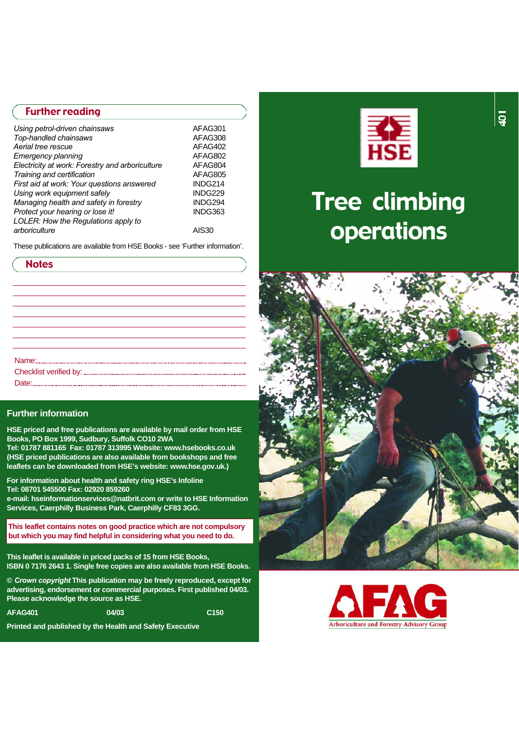## Further reading

| | |
|---|---|
| *Using petrol-driven chainsaws* | AFAG301 |
| *Top-handled chainsaws* | AFAG308 |
| *Aerial tree rescue* | AFAG402 |
| *Emergency planning* | AFAG802 |
| *Electricity at work: Forestry and arboriculture* | AFAG804 |
| *Training and certification* | AFAG805 |
| *First aid at work: Your questions answered* | INDG214 |
| *Using work equipment safely* | INDG229 |
| *Managing health and safety in forestry* | INDG294 |
| *Protect your hearing or lose it!* | INDG363 |
| *LOLER: How the Regulations apply to arboriculture* | AIS30 |

These publications are available from HSE Books - see 'Further information'.

## Notes

Name:

Checklist verified by:

Date:

## Further information

**HSE priced and free publications are available by mail order from HSE Books, PO Box 1999, Sudbury, Suffolk CO10 2WA**
**Tel: 01787 881165 Fax: 01787 313995 Website: www.hsebooks.co.uk**
**(HSE priced publications are also available from bookshops and free leaflets can be downloaded from HSE's website: www.hse.gov.uk.)**

**For information about health and safety ring HSE's Infoline**
**Tel: 08701 545500 Fax: 02920 859260**
**e-mail: hseinformationservices@natbrit.com or write to HSE Information Services, Caerphilly Business Park, Caerphilly CF83 3GG.**

**This leaflet contains notes on good practice which are not compulsory but which you may find helpful in considering what you need to do.**

**This leaflet is available in priced packs of 15 from HSE Books, ISBN 0 7176 2643 1. Single free copies are also available from HSE Books.**

**© *Crown copyright* This publication may be freely reproduced, except for advertising, endorsement or commercial purposes. First published 04/03. Please acknowledge the source as HSE.**

**AFAG401 04/03 C150**

**Printed and published by the Health and Safety Executive**

401

HSE

# Tree climbing operations

AFAG
Arboriculture and Forestry Advisory Group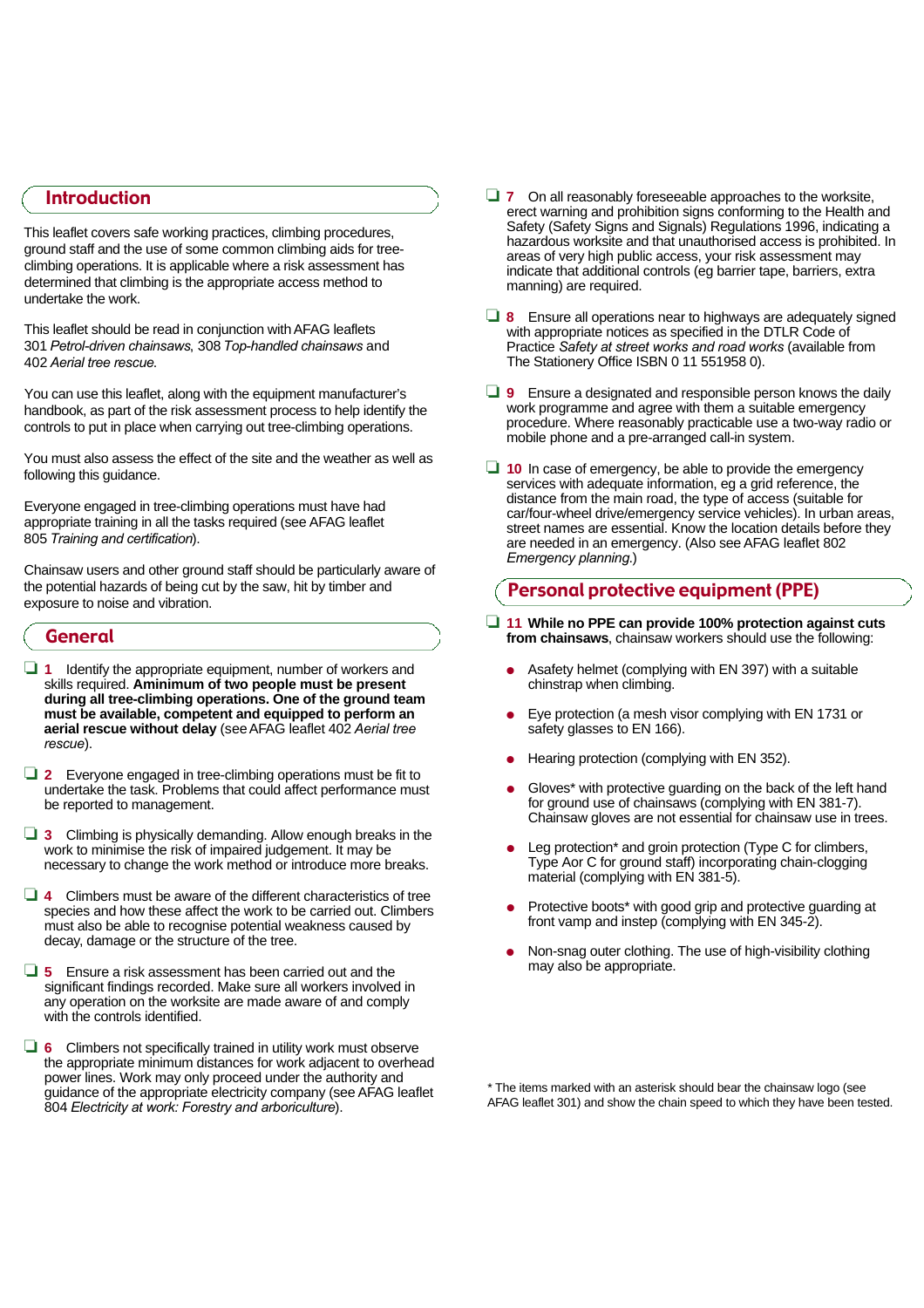## Introduction

This leaflet covers safe working practices, climbing procedures, ground staff and the use of some common climbing aids for tree-climbing operations. It is applicable where a risk assessment has determined that climbing is the appropriate access method to undertake the work.

This leaflet should be read in conjunction with AFAG leaflets 301 *Petrol-driven chainsaws*, 308 *Top-handled chainsaws* and 402 *Aerial tree rescue*.

You can use this leaflet, along with the equipment manufacturer's handbook, as part of the risk assessment process to help identify the controls to put in place when carrying out tree-climbing operations.

You must also assess the effect of the site and the weather as well as following this guidance.

Everyone engaged in tree-climbing operations must have had appropriate training in all the tasks required (see AFAG leaflet 805 *Training and certification*).

Chainsaw users and other ground staff should be particularly aware of the potential hazards of being cut by the saw, hit by timber and exposure to noise and vibration.

## General

❑ **1** Identify the appropriate equipment, number of workers and skills required. **Aminimum of two people must be present during all tree-climbing operations. One of the ground team must be available, competent and equipped to perform an aerial rescue without delay** (see AFAG leaflet 402 *Aerial tree rescue*).

❑ **2** Everyone engaged in tree-climbing operations must be fit to undertake the task. Problems that could affect performance must be reported to management.

❑ **3** Climbing is physically demanding. Allow enough breaks in the work to minimise the risk of impaired judgement. It may be necessary to change the work method or introduce more breaks.

❑ **4** Climbers must be aware of the different characteristics of tree species and how these affect the work to be carried out. Climbers must also be able to recognise potential weakness caused by decay, damage or the structure of the tree.

❑ **5** Ensure a risk assessment has been carried out and the significant findings recorded. Make sure all workers involved in any operation on the worksite are made aware of and comply with the controls identified.

❑ **6** Climbers not specifically trained in utility work must observe the appropriate minimum distances for work adjacent to overhead power lines. Work may only proceed under the authority and guidance of the appropriate electricity company (see AFAG leaflet 804 *Electricity at work: Forestry and arboriculture*).

❑ **7** On all reasonably foreseeable approaches to the worksite, erect warning and prohibition signs conforming to the Health and Safety (Safety Signs and Signals) Regulations 1996, indicating a hazardous worksite and that unauthorised access is prohibited. In areas of very high public access, your risk assessment may indicate that additional controls (eg barrier tape, barriers, extra manning) are required.

❑ **8** Ensure all operations near to highways are adequately signed with appropriate notices as specified in the DTLR Code of Practice *Safety at street works and road works* (available from The Stationery Office ISBN 0 11 551958 0).

❑ **9** Ensure a designated and responsible person knows the daily work programme and agree with them a suitable emergency procedure. Where reasonably practicable use a two-way radio or mobile phone and a pre-arranged call-in system.

❑ **10** In case of emergency, be able to provide the emergency services with adequate information, eg a grid reference, the distance from the main road, the type of access (suitable for car/four-wheel drive/emergency service vehicles). In urban areas, street names are essential. Know the location details before they are needed in an emergency. (Also see AFAG leaflet 802 *Emergency planning*.)

## Personal protective equipment (PPE)

❑ **11 While no PPE can provide 100% protection against cuts from chainsaws**, chainsaw workers should use the following:

- Asafety helmet (complying with EN 397) with a suitable chinstrap when climbing.
- Eye protection (a mesh visor complying with EN 1731 or safety glasses to EN 166).
- Hearing protection (complying with EN 352).
- Gloves* with protective guarding on the back of the left hand for ground use of chainsaws (complying with EN 381-7). Chainsaw gloves are not essential for chainsaw use in trees.
- Leg protection* and groin protection (Type C for climbers, Type Aor C for ground staff) incorporating chain-clogging material (complying with EN 381-5).
- Protective boots* with good grip and protective guarding at front vamp and instep (complying with EN 345-2).
- Non-snag outer clothing. The use of high-visibility clothing may also be appropriate.

\* The items marked with an asterisk should bear the chainsaw logo (see AFAG leaflet 301) and show the chain speed to which they have been tested.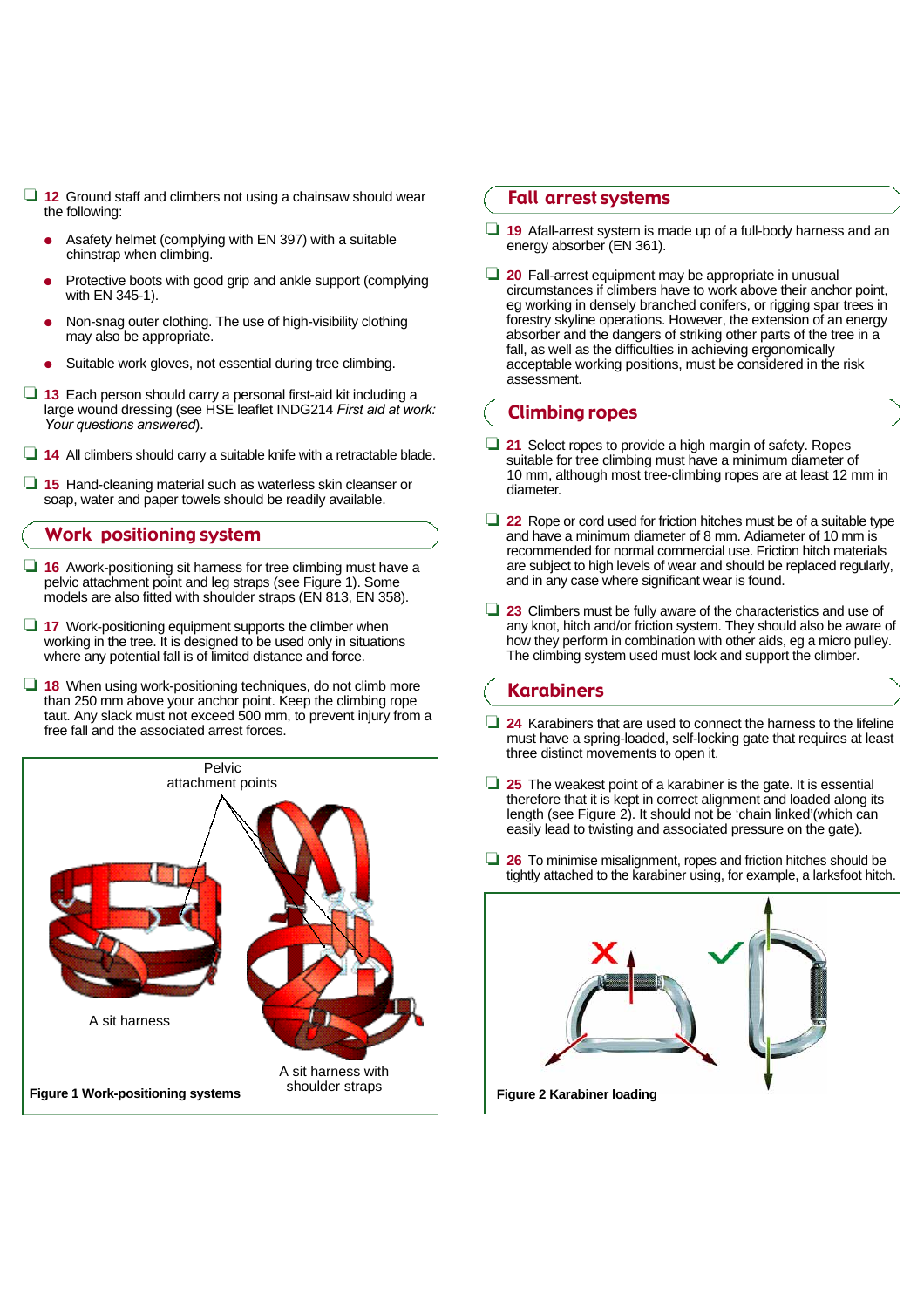- ❑ **12** Ground staff and climbers not using a chainsaw should wear the following:

  - Asafety helmet (complying with EN 397) with a suitable chinstrap when climbing.
  - Protective boots with good grip and ankle support (complying with EN 345-1).
  - Non-snag outer clothing. The use of high-visibility clothing may also be appropriate.
  - Suitable work gloves, not essential during tree climbing.

- ❑ **13** Each person should carry a personal first-aid kit including a large wound dressing (see HSE leaflet INDG214 *First aid at work: Your questions answered*).

- ❑ **14** All climbers should carry a suitable knife with a retractable blade.

- ❑ **15** Hand-cleaning material such as waterless skin cleanser or soap, water and paper towels should be readily available.

## Work positioning system

- ❑ **16** Awork-positioning sit harness for tree climbing must have a pelvic attachment point and leg straps (see Figure 1). Some models are also fitted with shoulder straps (EN 813, EN 358).

- ❑ **17** Work-positioning equipment supports the climber when working in the tree. It is designed to be used only in situations where any potential fall is of limited distance and force.

- ❑ **18** When using work-positioning techniques, do not climb more than 250 mm above your anchor point. Keep the climbing rope taut. Any slack must not exceed 500 mm, to prevent injury from a free fall and the associated arrest forces.

Pelvic attachment points

A sit harness

A sit harness with shoulder straps

**Figure 1 Work-positioning systems**

## Fall arrest systems

- ❑ **19** Afall-arrest system is made up of a full-body harness and an energy absorber (EN 361).

- ❑ **20** Fall-arrest equipment may be appropriate in unusual circumstances if climbers have to work above their anchor point, eg working in densely branched conifers, or rigging spar trees in forestry skyline operations. However, the extension of an energy absorber and the dangers of striking other parts of the tree in a fall, as well as the difficulties in achieving ergonomically acceptable working positions, must be considered in the risk assessment.

## Climbing ropes

- ❑ **21** Select ropes to provide a high margin of safety. Ropes suitable for tree climbing must have a minimum diameter of 10 mm, although most tree-climbing ropes are at least 12 mm in diameter.

- ❑ **22** Rope or cord used for friction hitches must be of a suitable type and have a minimum diameter of 8 mm. Adiameter of 10 mm is recommended for normal commercial use. Friction hitch materials are subject to high levels of wear and should be replaced regularly, and in any case where significant wear is found.

- ❑ **23** Climbers must be fully aware of the characteristics and use of any knot, hitch and/or friction system. They should also be aware of how they perform in combination with other aids, eg a micro pulley. The climbing system used must lock and support the climber.

## Karabiners

- ❑ **24** Karabiners that are used to connect the harness to the lifeline must have a spring-loaded, self-locking gate that requires at least three distinct movements to open it.

- ❑ **25** The weakest point of a karabiner is the gate. It is essential therefore that it is kept in correct alignment and loaded along its length (see Figure 2). It should not be 'chain linked'(which can easily lead to twisting and associated pressure on the gate).

- ❑ **26** To minimise misalignment, ropes and friction hitches should be tightly attached to the karabiner using, for example, a larksfoot hitch.

**Figure 2 Karabiner loading**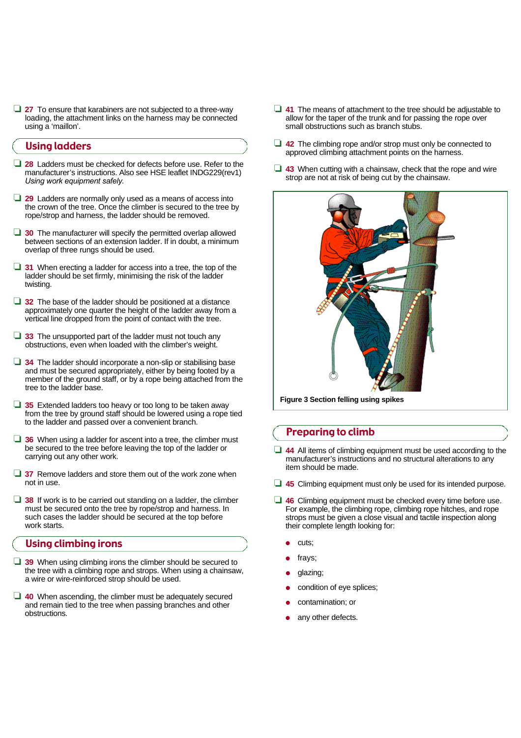❑ **27** To ensure that karabiners are not subjected to a three-way loading, the attachment links on the harness may be connected using a 'maillon'.

## Using ladders

❑ **28** Ladders must be checked for defects before use. Refer to the manufacturer's instructions. Also see HSE leaflet INDG229(rev1) *Using work equipment safely.*

❑ **29** Ladders are normally only used as a means of access into the crown of the tree. Once the climber is secured to the tree by rope/strop and harness, the ladder should be removed.

❑ **30** The manufacturer will specify the permitted overlap allowed between sections of an extension ladder. If in doubt, a minimum overlap of three rungs should be used.

❑ **31** When erecting a ladder for access into a tree, the top of the ladder should be set firmly, minimising the risk of the ladder twisting.

❑ **32** The base of the ladder should be positioned at a distance approximately one quarter the height of the ladder away from a vertical line dropped from the point of contact with the tree.

❑ **33** The unsupported part of the ladder must not touch any obstructions, even when loaded with the climber's weight.

❑ **34** The ladder should incorporate a non-slip or stabilising base and must be secured appropriately, either by being footed by a member of the ground staff, or by a rope being attached from the tree to the ladder base.

❑ **35** Extended ladders too heavy or too long to be taken away from the tree by ground staff should be lowered using a rope tied to the ladder and passed over a convenient branch.

❑ **36** When using a ladder for ascent into a tree, the climber must be secured to the tree before leaving the top of the ladder or carrying out any other work.

❑ **37** Remove ladders and store them out of the work zone when not in use.

❑ **38** If work is to be carried out standing on a ladder, the climber must be secured onto the tree by rope/strop and harness. In such cases the ladder should be secured at the top before work starts.

## Using climbing irons

❑ **39** When using climbing irons the climber should be secured to the tree with a climbing rope and strops. When using a chainsaw, a wire or wire-reinforced strop should be used.

❑ **40** When ascending, the climber must be adequately secured and remain tied to the tree when passing branches and other obstructions.

❑ **41** The means of attachment to the tree should be adjustable to allow for the taper of the trunk and for passing the rope over small obstructions such as branch stubs.

❑ **42** The climbing rope and/or strop must only be connected to approved climbing attachment points on the harness.

❑ **43** When cutting with a chainsaw, check that the rope and wire strop are not at risk of being cut by the chainsaw.

**Figure 3 Section felling using spikes**

## Preparing to climb

❑ **44** All items of climbing equipment must be used according to the manufacturer's instructions and no structural alterations to any item should be made.

❑ **45** Climbing equipment must only be used for its intended purpose.

❑ **46** Climbing equipment must be checked every time before use. For example, the climbing rope, climbing rope hitches, and rope strops must be given a close visual and tactile inspection along their complete length looking for:

- cuts;
- frays;
- glazing;
- condition of eye splices;
- contamination; or
- any other defects.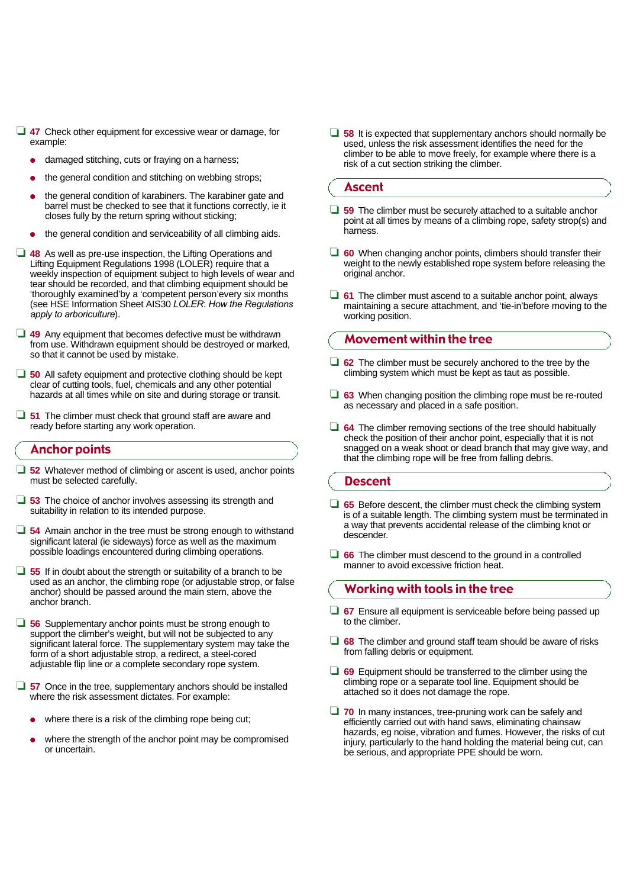- [ ] **47** Check other equipment for excessive wear or damage, for example:
  - damaged stitching, cuts or fraying on a harness;
  - the general condition and stitching on webbing strops;
  - the general condition of karabiners. The karabiner gate and barrel must be checked to see that it functions correctly, ie it closes fully by the return spring without sticking;
  - the general condition and serviceability of all climbing aids.

- [ ] **48** As well as pre-use inspection, the Lifting Operations and Lifting Equipment Regulations 1998 (LOLER) require that a weekly inspection of equipment subject to high levels of wear and tear should be recorded, and that climbing equipment should be 'thoroughly examined'by a 'competent person'every six months (see HSE Information Sheet AIS30 *LOLER*: *How the Regulations apply to arboriculture*).

- [ ] **49** Any equipment that becomes defective must be withdrawn from use. Withdrawn equipment should be destroyed or marked, so that it cannot be used by mistake.

- [ ] **50** All safety equipment and protective clothing should be kept clear of cutting tools, fuel, chemicals and any other potential hazards at all times while on site and during storage or transit.

- [ ] **51** The climber must check that ground staff are aware and ready before starting any work operation.

## Anchor points

- [ ] **52** Whatever method of climbing or ascent is used, anchor points must be selected carefully.

- [ ] **53** The choice of anchor involves assessing its strength and suitability in relation to its intended purpose.

- [ ] **54** Amain anchor in the tree must be strong enough to withstand significant lateral (ie sideways) force as well as the maximum possible loadings encountered during climbing operations.

- [ ] **55** If in doubt about the strength or suitability of a branch to be used as an anchor, the climbing rope (or adjustable strop, or false anchor) should be passed around the main stem, above the anchor branch.

- [ ] **56** Supplementary anchor points must be strong enough to support the climber's weight, but will not be subjected to any significant lateral force. The supplementary system may take the form of a short adjustable strop, a redirect, a steel-cored adjustable flip line or a complete secondary rope system.

- [ ] **57** Once in the tree, supplementary anchors should be installed where the risk assessment dictates. For example:
  - where there is a risk of the climbing rope being cut;
  - where the strength of the anchor point may be compromised or uncertain.

- [ ] **58** It is expected that supplementary anchors should normally be used, unless the risk assessment identifies the need for the climber to be able to move freely, for example where there is a risk of a cut section striking the climber.

## Ascent

- [ ] **59** The climber must be securely attached to a suitable anchor point at all times by means of a climbing rope, safety strop(s) and harness.

- [ ] **60** When changing anchor points, climbers should transfer their weight to the newly established rope system before releasing the original anchor.

- [ ] **61** The climber must ascend to a suitable anchor point, always maintaining a secure attachment, and 'tie-in'before moving to the working position.

## Movement within the tree

- [ ] **62** The climber must be securely anchored to the tree by the climbing system which must be kept as taut as possible.

- [ ] **63** When changing position the climbing rope must be re-routed as necessary and placed in a safe position.

- [ ] **64** The climber removing sections of the tree should habitually check the position of their anchor point, especially that it is not snagged on a weak shoot or dead branch that may give way, and that the climbing rope will be free from falling debris.

## Descent

- [ ] **65** Before descent, the climber must check the climbing system is of a suitable length. The climbing system must be terminated in a way that prevents accidental release of the climbing knot or descender.

- [ ] **66** The climber must descend to the ground in a controlled manner to avoid excessive friction heat.

## Working with tools in the tree

- [ ] **67** Ensure all equipment is serviceable before being passed up to the climber.

- [ ] **68** The climber and ground staff team should be aware of risks from falling debris or equipment.

- [ ] **69** Equipment should be transferred to the climber using the climbing rope or a separate tool line. Equipment should be attached so it does not damage the rope.

- [ ] **70** In many instances, tree-pruning work can be safely and efficiently carried out with hand saws, eliminating chainsaw hazards, eg noise, vibration and fumes. However, the risks of cut injury, particularly to the hand holding the material being cut, can be serious, and appropriate PPE should be worn.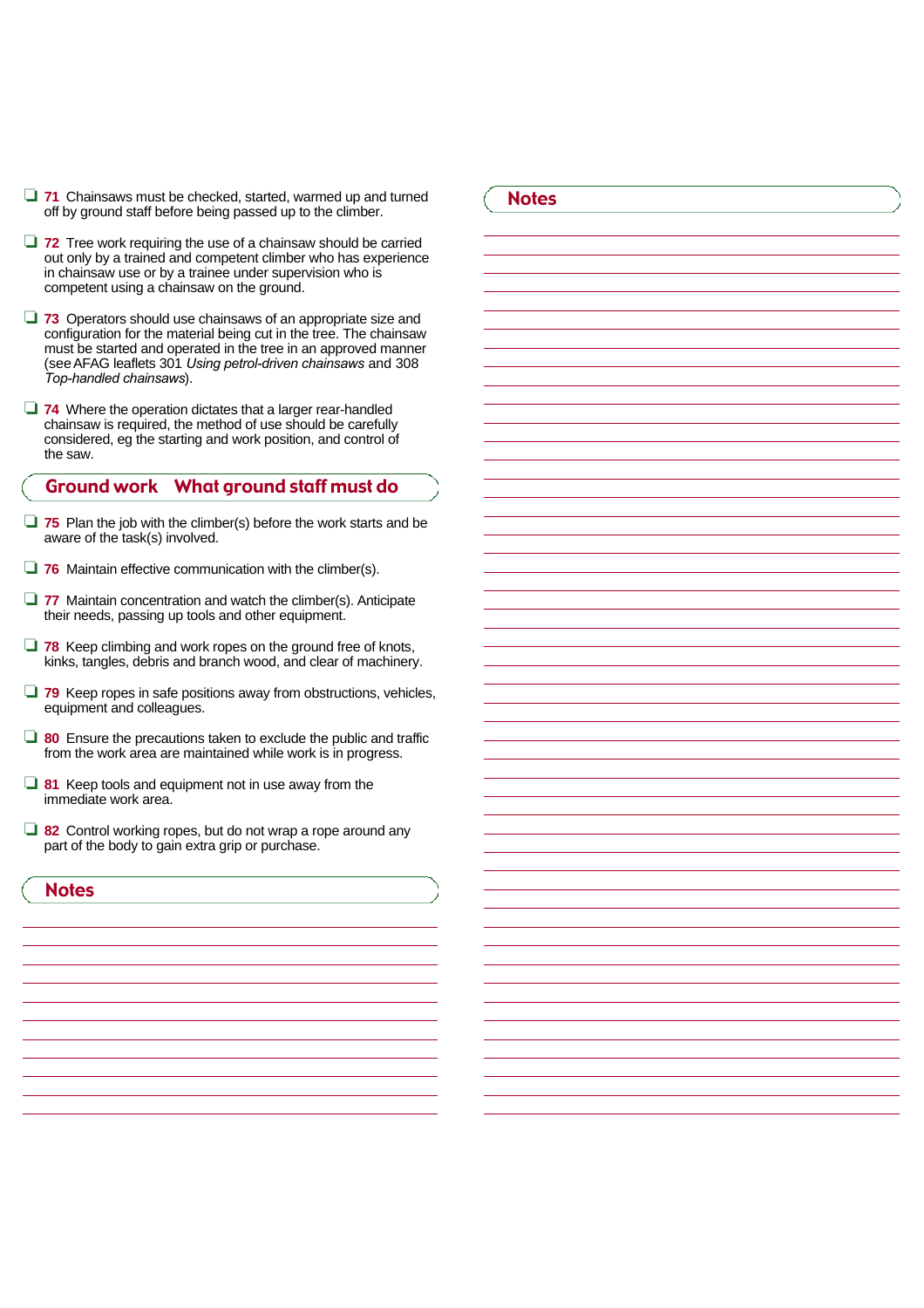- ❑ **71** Chainsaws must be checked, started, warmed up and turned off by ground staff before being passed up to the climber.

- ❑ **72** Tree work requiring the use of a chainsaw should be carried out only by a trained and competent climber who has experience in chainsaw use or by a trainee under supervision who is competent using a chainsaw on the ground.

- ❑ **73** Operators should use chainsaws of an appropriate size and configuration for the material being cut in the tree. The chainsaw must be started and operated in the tree in an approved manner (see AFAG leaflets 301 *Using petrol-driven chainsaws* and 308 *Top-handled chainsaws*).

- ❑ **74** Where the operation dictates that a larger rear-handled chainsaw is required, the method of use should be carefully considered, eg the starting and work position, and control of the saw.

## Ground work What ground staff must do

- ❑ **75** Plan the job with the climber(s) before the work starts and be aware of the task(s) involved.

- ❑ **76** Maintain effective communication with the climber(s).

- ❑ **77** Maintain concentration and watch the climber(s). Anticipate their needs, passing up tools and other equipment.

- ❑ **78** Keep climbing and work ropes on the ground free of knots, kinks, tangles, debris and branch wood, and clear of machinery.

- ❑ **79** Keep ropes in safe positions away from obstructions, vehicles, equipment and colleagues.

- ❑ **80** Ensure the precautions taken to exclude the public and traffic from the work area are maintained while work is in progress.

- ❑ **81** Keep tools and equipment not in use away from the immediate work area.

- ❑ **82** Control working ropes, but do not wrap a rope around any part of the body to gain extra grip or purchase.

## Notes

## Notes